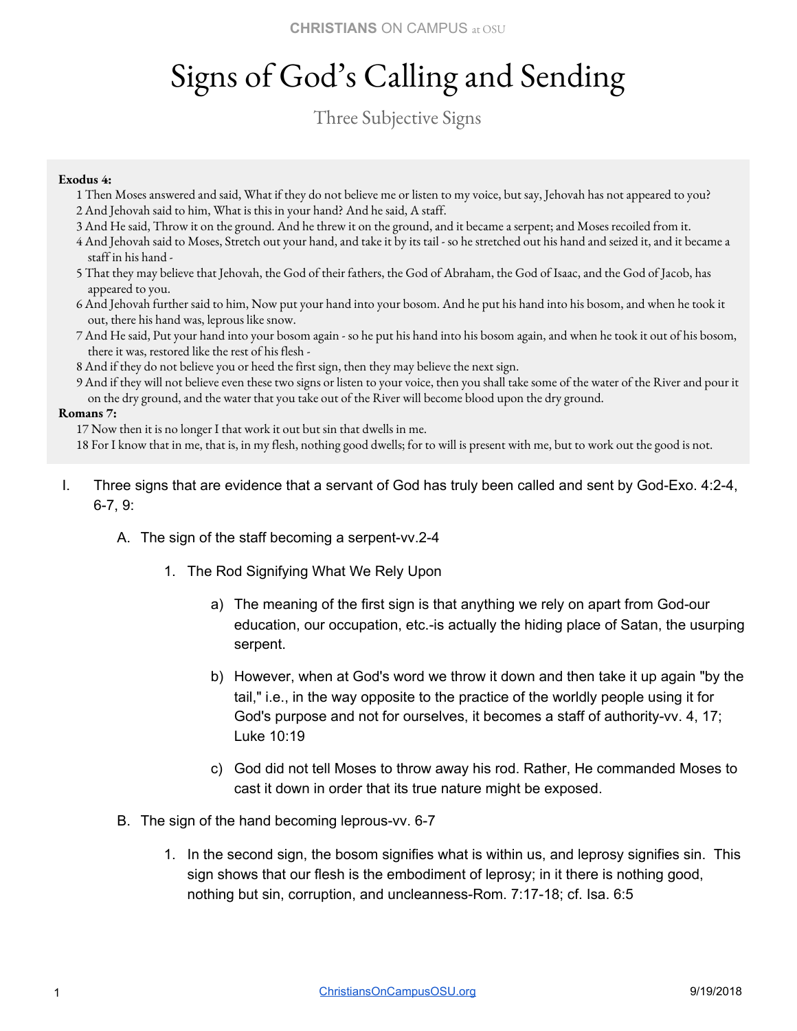# Signs of God's Calling and Sending

## Three Subjective Signs

**Exodus 4:**

1 Then Moses answered and said, What if they do not believe me or listen to my voice, but say, Jehovah has not appeared to you?
2 And Jehovah said to him, What is this in your hand? And he said, A staff.
3 And He said, Throw it on the ground. And he threw it on the ground, and it became a serpent; and Moses recoiled from it.
4 And Jehovah said to Moses, Stretch out your hand, and take it by its tail - so he stretched out his hand and seized it, and it became a staff in his hand -
5 That they may believe that Jehovah, the God of their fathers, the God of Abraham, the God of Isaac, and the God of Jacob, has appeared to you.
6 And Jehovah further said to him, Now put your hand into your bosom. And he put his hand into his bosom, and when he took it out, there his hand was, leprous like snow.
7 And He said, Put your hand into your bosom again - so he put his hand into his bosom again, and when he took it out of his bosom, there it was, restored like the rest of his flesh -
8 And if they do not believe you or heed the first sign, then they may believe the next sign.
9 And if they will not believe even these two signs or listen to your voice, then you shall take some of the water of the River and pour it on the dry ground, and the water that you take out of the River will become blood upon the dry ground.

**Romans 7:**

17 Now then it is no longer I that work it out but sin that dwells in me.
18 For I know that in me, that is, in my flesh, nothing good dwells; for to will is present with me, but to work out the good is not.

I. Three signs that are evidence that a servant of God has truly been called and sent by God-Exo. 4:2-4, 6-7, 9:

   A. The sign of the staff becoming a serpent-vv.2-4

      1. The Rod Signifying What We Rely Upon

         a) The meaning of the first sign is that anything we rely on apart from God-our education, our occupation, etc.-is actually the hiding place of Satan, the usurping serpent.

         b) However, when at God's word we throw it down and then take it up again "by the tail," i.e., in the way opposite to the practice of the worldly people using it for God's purpose and not for ourselves, it becomes a staff of authority-vv. 4, 17; Luke 10:19

         c) God did not tell Moses to throw away his rod. Rather, He commanded Moses to cast it down in order that its true nature might be exposed.

   B. The sign of the hand becoming leprous-vv. 6-7

      1. In the second sign, the bosom signifies what is within us, and leprosy signifies sin. This sign shows that our flesh is the embodiment of leprosy; in it there is nothing good, nothing but sin, corruption, and uncleanness-Rom. 7:17-18; cf. Isa. 6:5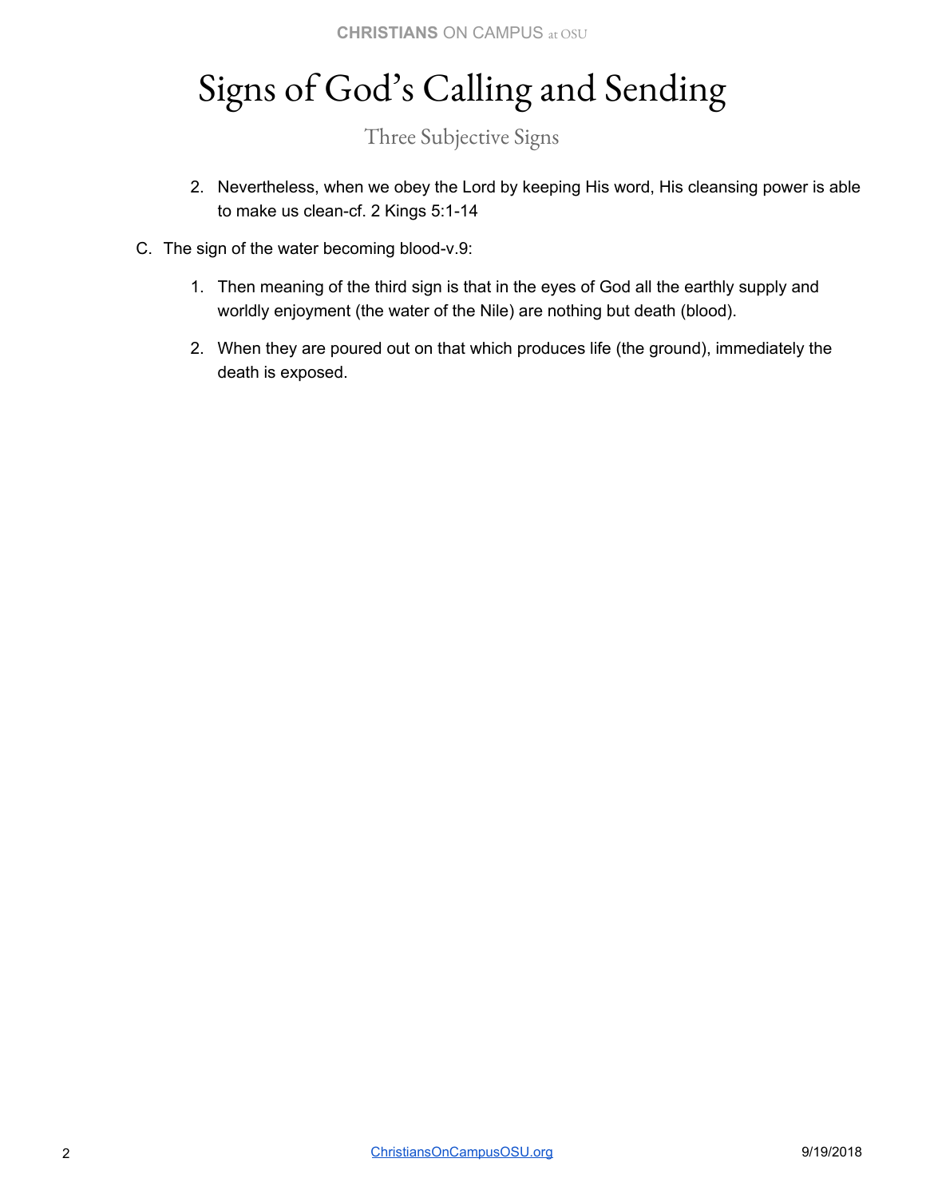# Signs of God's Calling and Sending

## Three Subjective Signs

2. Nevertheless, when we obey the Lord by keeping His word, His cleansing power is able to make us clean-cf. 2 Kings 5:1-14

C. The sign of the water becoming blood-v.9:

1. Then meaning of the third sign is that in the eyes of God all the earthly supply and worldly enjoyment (the water of the Nile) are nothing but death (blood).

2. When they are poured out on that which produces life (the ground), immediately the death is exposed.